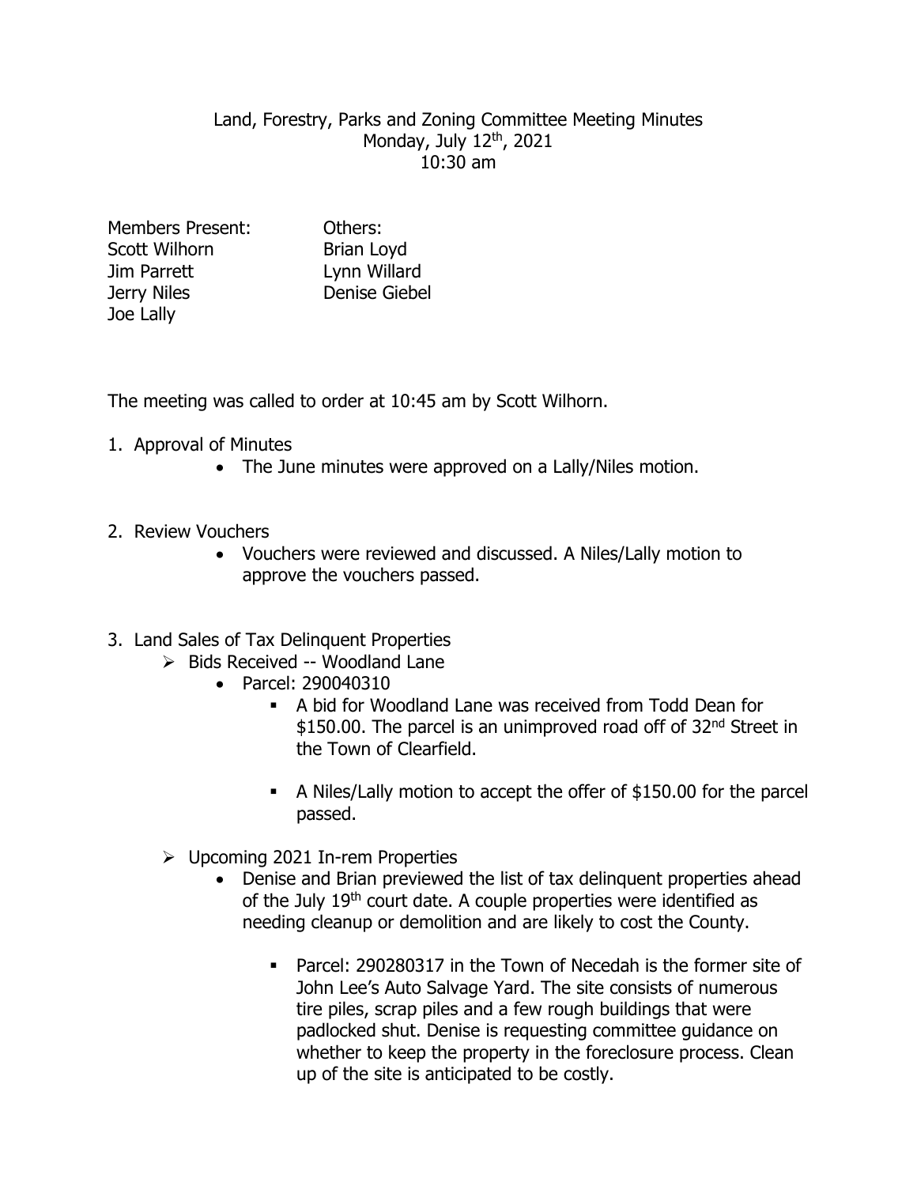Land, Forestry, Parks and Zoning Committee Meeting Minutes
Monday, July 12th, 2021
10:30 am

| Members Present: | Others: |
|---|---|
| Scott Wilhorn | Brian Loyd |
| Jim Parrett | Lynn Willard |
| Jerry Niles | Denise Giebel |
| Joe Lally | |

The meeting was called to order at 10:45 am by Scott Wilhorn.

1. Approval of Minutes
   - The June minutes were approved on a Lally/Niles motion.

2. Review Vouchers
   - Vouchers were reviewed and discussed. A Niles/Lally motion to approve the vouchers passed.

3. Land Sales of Tax Delinquent Properties
   - Bids Received -- Woodland Lane
     - Parcel: 290040310
       - A bid for Woodland Lane was received from Todd Dean for \$150.00. The parcel is an unimproved road off of 32nd Street in the Town of Clearfield.
       - A Niles/Lally motion to accept the offer of \$150.00 for the parcel passed.
   - Upcoming 2021 In-rem Properties
     - Denise and Brian previewed the list of tax delinquent properties ahead of the July 19th court date. A couple properties were identified as needing cleanup or demolition and are likely to cost the County.
       - Parcel: 290280317 in the Town of Necedah is the former site of John Lee's Auto Salvage Yard. The site consists of numerous tire piles, scrap piles and a few rough buildings that were padlocked shut. Denise is requesting committee guidance on whether to keep the property in the foreclosure process. Clean up of the site is anticipated to be costly.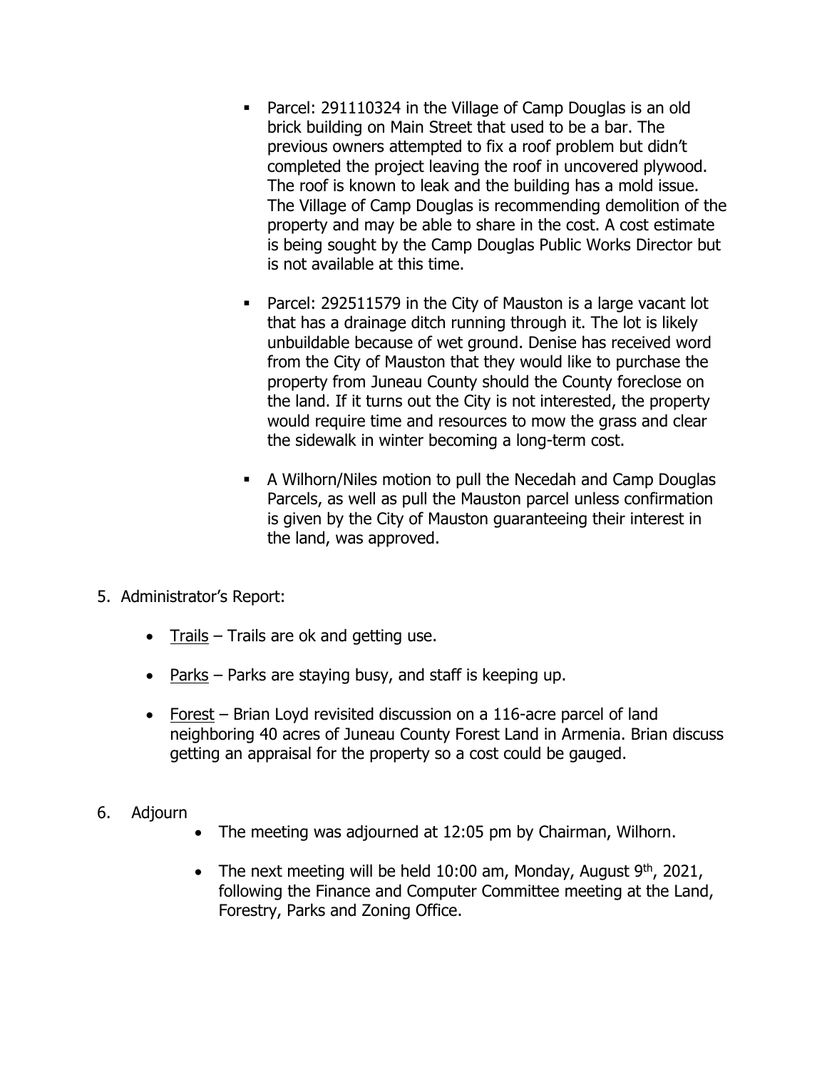- Parcel: 291110324 in the Village of Camp Douglas is an old brick building on Main Street that used to be a bar. The previous owners attempted to fix a roof problem but didn't completed the project leaving the roof in uncovered plywood. The roof is known to leak and the building has a mold issue. The Village of Camp Douglas is recommending demolition of the property and may be able to share in the cost. A cost estimate is being sought by the Camp Douglas Public Works Director but is not available at this time.

- Parcel: 292511579 in the City of Mauston is a large vacant lot that has a drainage ditch running through it. The lot is likely unbuildable because of wet ground. Denise has received word from the City of Mauston that they would like to purchase the property from Juneau County should the County foreclose on the land. If it turns out the City is not interested, the property would require time and resources to mow the grass and clear the sidewalk in winter becoming a long-term cost.

- A Wilhorn/Niles motion to pull the Necedah and Camp Douglas Parcels, as well as pull the Mauston parcel unless confirmation is given by the City of Mauston guaranteeing their interest in the land, was approved.

5. Administrator's Report:

   - Trails – Trails are ok and getting use.

   - Parks – Parks are staying busy, and staff is keeping up.

   - Forest – Brian Loyd revisited discussion on a 116-acre parcel of land neighboring 40 acres of Juneau County Forest Land in Armenia. Brian discuss getting an appraisal for the property so a cost could be gauged.

6. Adjourn

   - The meeting was adjourned at 12:05 pm by Chairman, Wilhorn.

   - The next meeting will be held 10:00 am, Monday, August 9th, 2021, following the Finance and Computer Committee meeting at the Land, Forestry, Parks and Zoning Office.